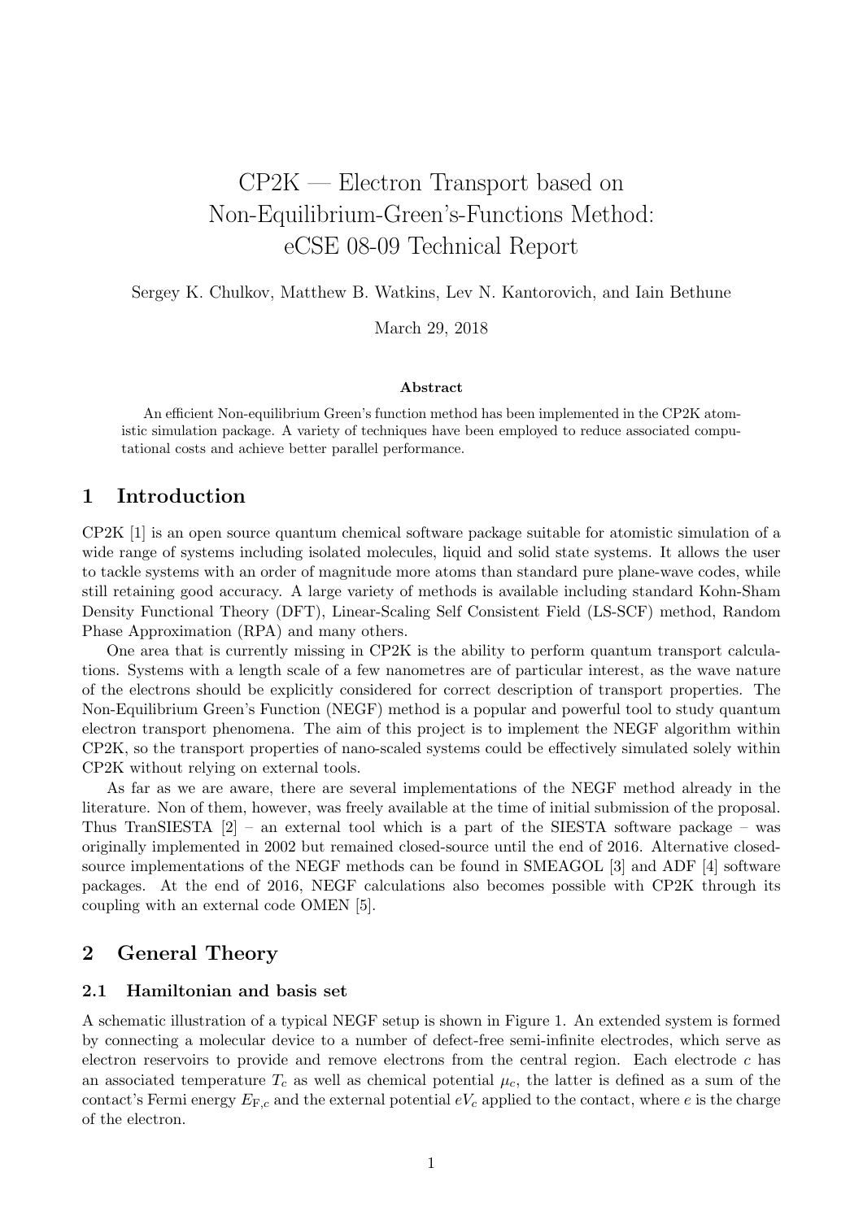# CP2K — Electron Transport based on Non-Equilibrium-Green's-Functions Method: eCSE 08-09 Technical Report

Sergey K. Chulkov, Matthew B. Watkins, Lev N. Kantorovich, and Iain Bethune

March 29, 2018

**Abstract**

An efficient Non-equilibrium Green's function method has been implemented in the CP2K atomistic simulation package. A variety of techniques have been employed to reduce associated computational costs and achieve better parallel performance.

## 1 Introduction

CP2K [1] is an open source quantum chemical software package suitable for atomistic simulation of a wide range of systems including isolated molecules, liquid and solid state systems. It allows the user to tackle systems with an order of magnitude more atoms than standard pure plane-wave codes, while still retaining good accuracy. A large variety of methods is available including standard Kohn-Sham Density Functional Theory (DFT), Linear-Scaling Self Consistent Field (LS-SCF) method, Random Phase Approximation (RPA) and many others.

One area that is currently missing in CP2K is the ability to perform quantum transport calculations. Systems with a length scale of a few nanometres are of particular interest, as the wave nature of the electrons should be explicitly considered for correct description of transport properties. The Non-Equilibrium Green's Function (NEGF) method is a popular and powerful tool to study quantum electron transport phenomena. The aim of this project is to implement the NEGF algorithm within CP2K, so the transport properties of nano-scaled systems could be effectively simulated solely within CP2K without relying on external tools.

As far as we are aware, there are several implementations of the NEGF method already in the literature. Non of them, however, was freely available at the time of initial submission of the proposal. Thus TranSIESTA [2] – an external tool which is a part of the SIESTA software package – was originally implemented in 2002 but remained closed-source until the end of 2016. Alternative closed-source implementations of the NEGF methods can be found in SMEAGOL [3] and ADF [4] software packages. At the end of 2016, NEGF calculations also becomes possible with CP2K through its coupling with an external code OMEN [5].

## 2 General Theory

### 2.1 Hamiltonian and basis set

A schematic illustration of a typical NEGF setup is shown in Figure 1. An extended system is formed by connecting a molecular device to a number of defect-free semi-infinite electrodes, which serve as electron reservoirs to provide and remove electrons from the central region. Each electrode $c$ has an associated temperature $T_c$ as well as chemical potential $\mu_c$, the latter is defined as a sum of the contact's Fermi energy $E_{\mathrm{F},c}$ and the external potential $eV_c$ applied to the contact, where $e$ is the charge of the electron.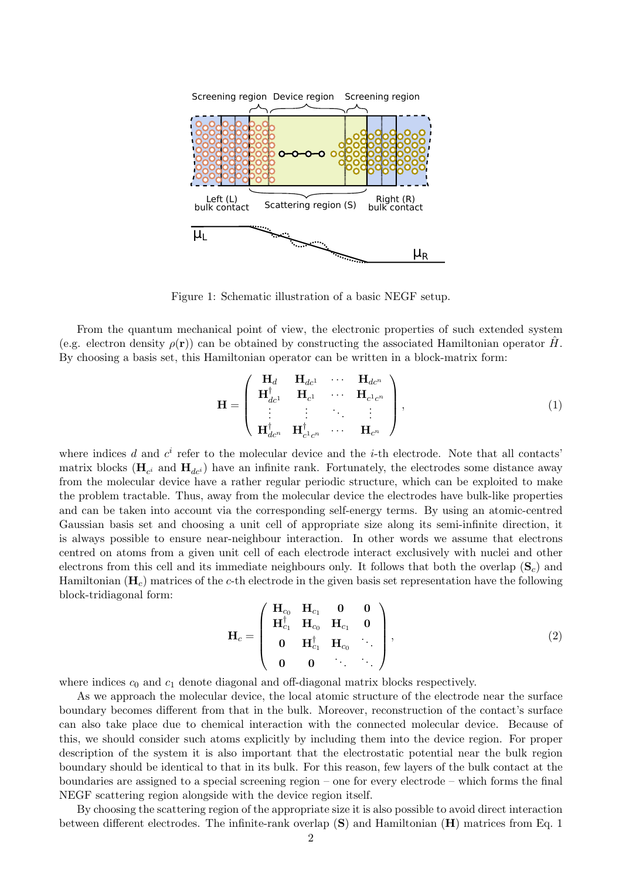Screening region   Device region   Screening region

Left (L) bulk contact   Scattering region (S)   Right (R) bulk contact

$\mu_L$   $\mu_R$

Figure 1: Schematic illustration of a basic NEGF setup.

From the quantum mechanical point of view, the electronic properties of such extended system (e.g. electron density $\rho(\mathbf{r})$) can be obtained by constructing the associated Hamiltonian operator $\hat{H}$. By choosing a basis set, this Hamiltonian operator can be written in a block-matrix form:

$$\mathbf{H} = \begin{pmatrix} \mathbf{H}_d & \mathbf{H}_{dc^1} & \cdots & \mathbf{H}_{dc^n} \\ \mathbf{H}^\dagger_{dc^1} & \mathbf{H}_{c^1} & \cdots & \mathbf{H}_{c^1c^n} \\ \vdots & \vdots & \ddots & \vdots \\ \mathbf{H}^\dagger_{dc^n} & \mathbf{H}^\dagger_{c^1c^n} & \cdots & \mathbf{H}_{c^n} \end{pmatrix}, \tag{1}$$

where indices $d$ and $c^i$ refer to the molecular device and the $i$-th electrode. Note that all contacts' matrix blocks ($\mathbf{H}_{c^i}$ and $\mathbf{H}_{dc^i}$) have an infinite rank. Fortunately, the electrodes some distance away from the molecular device have a rather regular periodic structure, which can be exploited to make the problem tractable. Thus, away from the molecular device the electrodes have bulk-like properties and can be taken into account via the corresponding self-energy terms. By using an atomic-centred Gaussian basis set and choosing a unit cell of appropriate size along its semi-infinite direction, it is always possible to ensure near-neighbour interaction. In other words we assume that electrons centred on atoms from a given unit cell of each electrode interact exclusively with nuclei and other electrons from this cell and its immediate neighbours only. It follows that both the overlap ($\mathbf{S}_c$) and Hamiltonian ($\mathbf{H}_c$) matrices of the $c$-th electrode in the given basis set representation have the following block-tridiagonal form:

$$\mathbf{H}_c = \begin{pmatrix} \mathbf{H}_{c_0} & \mathbf{H}_{c_1} & \mathbf{0} & \mathbf{0} \\ \mathbf{H}^\dagger_{c_1} & \mathbf{H}_{c_0} & \mathbf{H}_{c_1} & \mathbf{0} \\ \mathbf{0} & \mathbf{H}^\dagger_{c_1} & \mathbf{H}_{c_0} & \ddots \\ \mathbf{0} & \mathbf{0} & \ddots & \ddots \end{pmatrix}, \tag{2}$$

where indices $c_0$ and $c_1$ denote diagonal and off-diagonal matrix blocks respectively.

As we approach the molecular device, the local atomic structure of the electrode near the surface boundary becomes different from that in the bulk. Moreover, reconstruction of the contact's surface can also take place due to chemical interaction with the connected molecular device. Because of this, we should consider such atoms explicitly by including them into the device region. For proper description of the system it is also important that the electrostatic potential near the bulk region boundary should be identical to that in its bulk. For this reason, few layers of the bulk contact at the boundaries are assigned to a special screening region – one for every electrode – which forms the final NEGF scattering region alongside with the device region itself.

By choosing the scattering region of the appropriate size it is also possible to avoid direct interaction between different electrodes. The infinite-rank overlap ($\mathbf{S}$) and Hamiltonian ($\mathbf{H}$) matrices from Eq. 1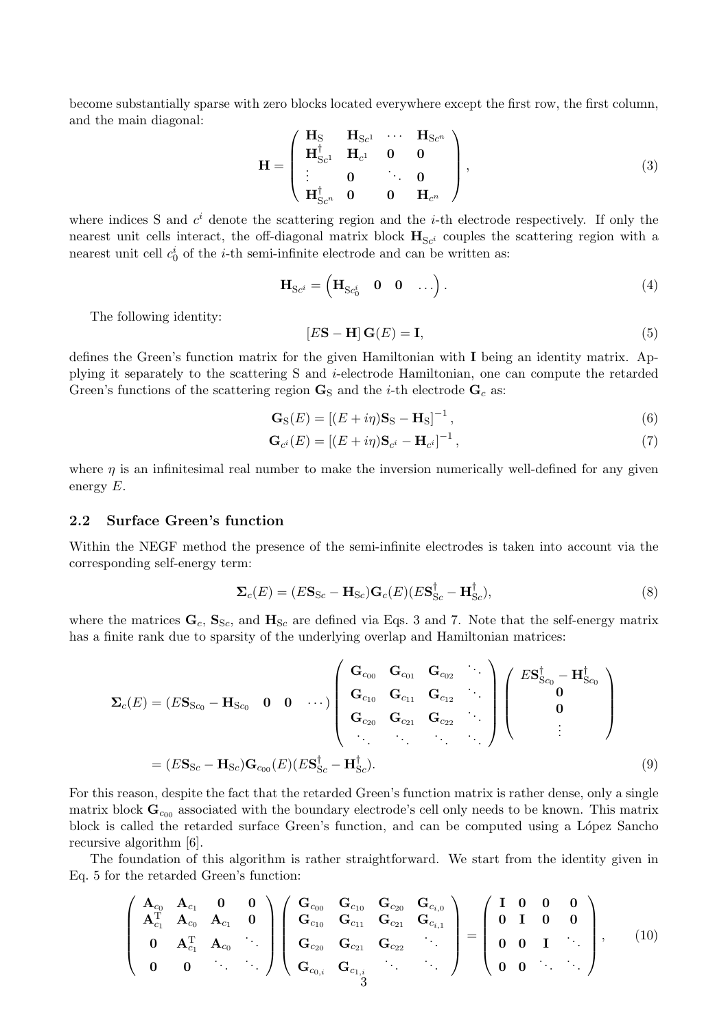become substantially sparse with zero blocks located everywhere except the first row, the first column, and the main diagonal:

$$
\mathbf{H} = \begin{pmatrix} \mathbf{H}_{\rm S} & \mathbf{H}_{{\rm S}c^1} & \cdots & \mathbf{H}_{{\rm S}c^n} \\ \mathbf{H}^\dagger_{{\rm S}c^1} & \mathbf{H}_{c^1} & \mathbf{0} & \mathbf{0} \\ \vdots & \mathbf{0} & \ddots & \mathbf{0} \\ \mathbf{H}^\dagger_{{\rm S}c^n} & \mathbf{0} & \mathbf{0} & \mathbf{H}_{c^n} \end{pmatrix}, \tag{3}
$$

where indices S and $c^i$ denote the scattering region and the $i$-th electrode respectively. If only the nearest unit cells interact, the off-diagonal matrix block $\mathbf{H}_{{\rm S}c^i}$ couples the scattering region with a nearest unit cell $c^i_0$ of the $i$-th semi-infinite electrode and can be written as:

$$
\mathbf{H}_{{\rm S}c^i} = \begin{pmatrix} \mathbf{H}_{{\rm S}c^i_0} & \mathbf{0} & \mathbf{0} & \dots \end{pmatrix}. \tag{4}
$$

The following identity:

$$
\left[E\mathbf{S} - \mathbf{H}\right] \mathbf{G}(E) = \mathbf{I}, \tag{5}
$$

defines the Green's function matrix for the given Hamiltonian with $\mathbf{I}$ being an identity matrix. Applying it separately to the scattering S and $i$-electrode Hamiltonian, one can compute the retarded Green's functions of the scattering region $\mathbf{G}_{\rm S}$ and the $i$-th electrode $\mathbf{G}_c$ as:

$$
\mathbf{G}_{\rm S}(E) = \left[(E + i\eta)\mathbf{S}_{\rm S} - \mathbf{H}_{\rm S}\right]^{-1}, \tag{6}
$$

$$
\mathbf{G}_{c^i}(E) = \left[(E + i\eta)\mathbf{S}_{c^i} - \mathbf{H}_{c^i}\right]^{-1}, \tag{7}
$$

where $\eta$ is an infinitesimal real number to make the inversion numerically well-defined for any given energy $E$.

## 2.2 Surface Green's function

Within the NEGF method the presence of the semi-infinite electrodes is taken into account via the corresponding self-energy term:

$$
\mathbf{\Sigma}_c(E) = (E\mathbf{S}_{{\rm S}c} - \mathbf{H}_{{\rm S}c})\mathbf{G}_c(E)(E\mathbf{S}^\dagger_{{\rm S}c} - \mathbf{H}^\dagger_{{\rm S}c}), \tag{8}
$$

where the matrices $\mathbf{G}_c$, $\mathbf{S}_{{\rm S}c}$, and $\mathbf{H}_{{\rm S}c}$ are defined via Eqs. 3 and 7. Note that the self-energy matrix has a finite rank due to sparsity of the underlying overlap and Hamiltonian matrices:

$$
\begin{aligned}
\mathbf{\Sigma}_c(E) &= \begin{pmatrix} E\mathbf{S}_{{\rm S}c_0} - \mathbf{H}_{{\rm S}c_0} & \mathbf{0} & \mathbf{0} & \cdots \end{pmatrix} \begin{pmatrix} \mathbf{G}_{c_{00}} & \mathbf{G}_{c_{01}} & \mathbf{G}_{c_{02}} & \ddots \\ \mathbf{G}_{c_{10}} & \mathbf{G}_{c_{11}} & \mathbf{G}_{c_{12}} & \ddots \\ \mathbf{G}_{c_{20}} & \mathbf{G}_{c_{21}} & \mathbf{G}_{c_{22}} & \ddots \\ \ddots & \ddots & \ddots & \ddots \end{pmatrix} \begin{pmatrix} E\mathbf{S}^\dagger_{{\rm S}c_0} - \mathbf{H}^\dagger_{{\rm S}c_0} \\ \mathbf{0} \\ \mathbf{0} \\ \vdots \end{pmatrix} \\
&= (E\mathbf{S}_{{\rm S}c} - \mathbf{H}_{{\rm S}c})\mathbf{G}_{c_{00}}(E)(E\mathbf{S}^\dagger_{{\rm S}c} - \mathbf{H}^\dagger_{{\rm S}c}).
\end{aligned} \tag{9}
$$

For this reason, despite the fact that the retarded Green's function matrix is rather dense, only a single matrix block $\mathbf{G}_{c_{00}}$ associated with the boundary electrode's cell only needs to be known. This matrix block is called the retarded surface Green's function, and can be computed using a López Sancho recursive algorithm [6].

The foundation of this algorithm is rather straightforward. We start from the identity given in Eq. 5 for the retarded Green's function:

$$
\begin{pmatrix} \mathbf{A}_{c_0} & \mathbf{A}_{c_1} & \mathbf{0} & \mathbf{0} \\ \mathbf{A}^{\rm T}_{c_1} & \mathbf{A}_{c_0} & \mathbf{A}_{c_1} & \mathbf{0} \\ \mathbf{0} & \mathbf{A}^{\rm T}_{c_1} & \mathbf{A}_{c_0} & \ddots \\ \mathbf{0} & \mathbf{0} & \ddots & \ddots \end{pmatrix} \begin{pmatrix} \mathbf{G}_{c_{00}} & \mathbf{G}_{c_{10}} & \mathbf{G}_{c_{20}} & \mathbf{G}_{c_{i,0}} \\ \mathbf{G}_{c_{10}} & \mathbf{G}_{c_{11}} & \mathbf{G}_{c_{21}} & \mathbf{G}_{c_{i,1}} \\ \mathbf{G}_{c_{20}} & \mathbf{G}_{c_{21}} & \mathbf{G}_{c_{22}} & \ddots \\ \mathbf{G}_{c_{0,i}} & \mathbf{G}_{c_{1,i}} & \ddots & \ddots \end{pmatrix} = \begin{pmatrix} \mathbf{I} & \mathbf{0} & \mathbf{0} & \mathbf{0} \\ \mathbf{0} & \mathbf{I} & \mathbf{0} & \mathbf{0} \\ \mathbf{0} & \mathbf{0} & \mathbf{I} & \ddots \\ \mathbf{0} & \mathbf{0} & \ddots & \ddots \end{pmatrix}, \tag{10}
$$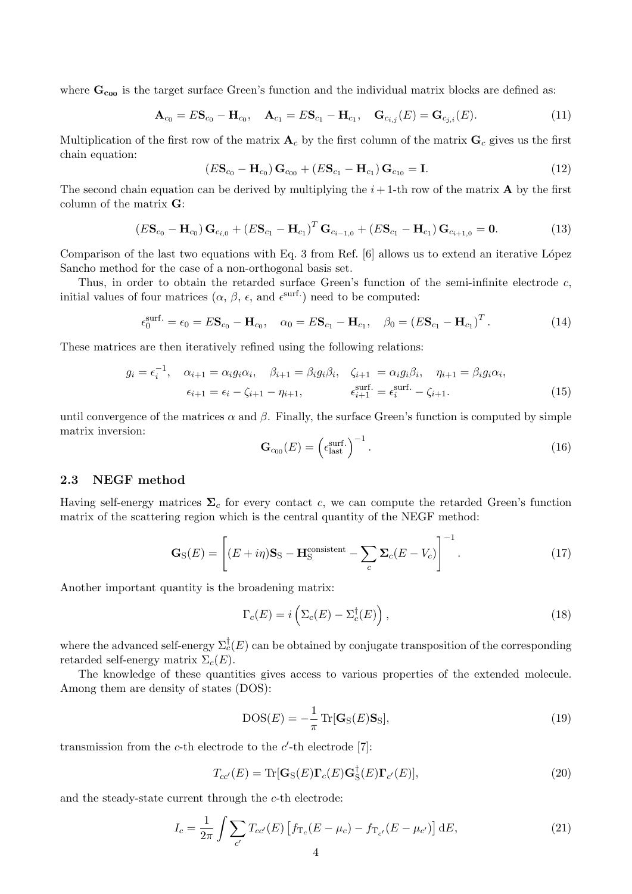where $\mathbf{G_{c00}}$ is the target surface Green's function and the individual matrix blocks are defined as:

$$\mathbf{A}_{c_0} = E\mathbf{S}_{c_0} - \mathbf{H}_{c_0}, \quad \mathbf{A}_{c_1} = E\mathbf{S}_{c_1} - \mathbf{H}_{c_1}, \quad \mathbf{G}_{c_{i,j}}(E) = \mathbf{G}_{c_{j,i}}(E). \tag{11}$$

Multiplication of the first row of the matrix $\mathbf{A}_c$ by the first column of the matrix $\mathbf{G}_c$ gives us the first chain equation:

$$(E\mathbf{S}_{c_0} - \mathbf{H}_{c_0})\,\mathbf{G}_{c_{00}} + (E\mathbf{S}_{c_1} - \mathbf{H}_{c_1})\,\mathbf{G}_{c_{10}} = \mathbf{I}. \tag{12}$$

The second chain equation can be derived by multiplying the $i+1$-th row of the matrix $\mathbf{A}$ by the first column of the matrix $\mathbf{G}$:

$$(E\mathbf{S}_{c_0} - \mathbf{H}_{c_0})\,\mathbf{G}_{c_{i,0}} + (E\mathbf{S}_{c_1} - \mathbf{H}_{c_1})^T\,\mathbf{G}_{c_{i-1,0}} + (E\mathbf{S}_{c_1} - \mathbf{H}_{c_1})\,\mathbf{G}_{c_{i+1,0}} = \mathbf{0}. \tag{13}$$

Comparison of the last two equations with Eq. 3 from Ref. [6] allows us to extend an iterative López Sancho method for the case of a non-orthogonal basis set.

Thus, in order to obtain the retarded surface Green's function of the semi-infinite electrode $c$, initial values of four matrices ($\alpha$, $\beta$, $\epsilon$, and $\epsilon^{\text{surf.}}$) need to be computed:

$$\epsilon_0^{\text{surf.}} = \epsilon_0 = E\mathbf{S}_{c_0} - \mathbf{H}_{c_0}, \quad \alpha_0 = E\mathbf{S}_{c_1} - \mathbf{H}_{c_1}, \quad \beta_0 = (E\mathbf{S}_{c_1} - \mathbf{H}_{c_1})^T. \tag{14}$$

These matrices are then iteratively refined using the following relations:

$$\begin{gathered} g_i = \epsilon_i^{-1}, \quad \alpha_{i+1} = \alpha_i g_i \alpha_i, \quad \beta_{i+1} = \beta_i g_i \beta_i, \quad \zeta_{i+1} = \alpha_i g_i \beta_i, \quad \eta_{i+1} = \beta_i g_i \alpha_i, \\ \epsilon_{i+1} = \epsilon_i - \zeta_{i+1} - \eta_{i+1}, \qquad\qquad \epsilon_{i+1}^{\text{surf.}} = \epsilon_i^{\text{surf.}} - \zeta_{i+1}. \end{gathered} \tag{15}$$

until convergence of the matrices $\alpha$ and $\beta$. Finally, the surface Green's function is computed by simple matrix inversion:

$$\mathbf{G}_{c_{00}}(E) = \left(\epsilon_{\text{last}}^{\text{surf.}}\right)^{-1}. \tag{16}$$

### 2.3 NEGF method

Having self-energy matrices $\mathbf{\Sigma}_c$ for every contact $c$, we can compute the retarded Green's function matrix of the scattering region which is the central quantity of the NEGF method:

$$\mathbf{G}_{\text{S}}(E) = \left[(E + i\eta)\mathbf{S}_{\text{S}} - \mathbf{H}_{\text{S}}^{\text{consistent}} - \sum_c \mathbf{\Sigma}_c(E - V_c)\right]^{-1}. \tag{17}$$

Another important quantity is the broadening matrix:

$$\Gamma_c(E) = i\left(\Sigma_c(E) - \Sigma_c^\dagger(E)\right), \tag{18}$$

where the advanced self-energy $\Sigma_c^\dagger(E)$ can be obtained by conjugate transposition of the corresponding retarded self-energy matrix $\Sigma_c(E)$.

The knowledge of these quantities gives access to various properties of the extended molecule. Among them are density of states (DOS):

$$\text{DOS}(E) = -\frac{1}{\pi}\,\text{Tr}[\mathbf{G}_{\text{S}}(E)\mathbf{S}_{\text{S}}], \tag{19}$$

transmission from the $c$-th electrode to the $c'$-th electrode [7]:

$$T_{cc'}(E) = \text{Tr}[\mathbf{G}_{\text{S}}(E)\mathbf{\Gamma}_c(E)\mathbf{G}_{\text{S}}^\dagger(E)\mathbf{\Gamma}_{c'}(E)], \tag{20}$$

and the steady-state current through the $c$-th electrode:

$$I_c = \frac{1}{2\pi}\int \sum_{c'} T_{cc'}(E)\left[f_{\text{T}_c}(E - \mu_c) - f_{\text{T}_{c'}}(E - \mu_{c'})\right]\text{d}E, \tag{21}$$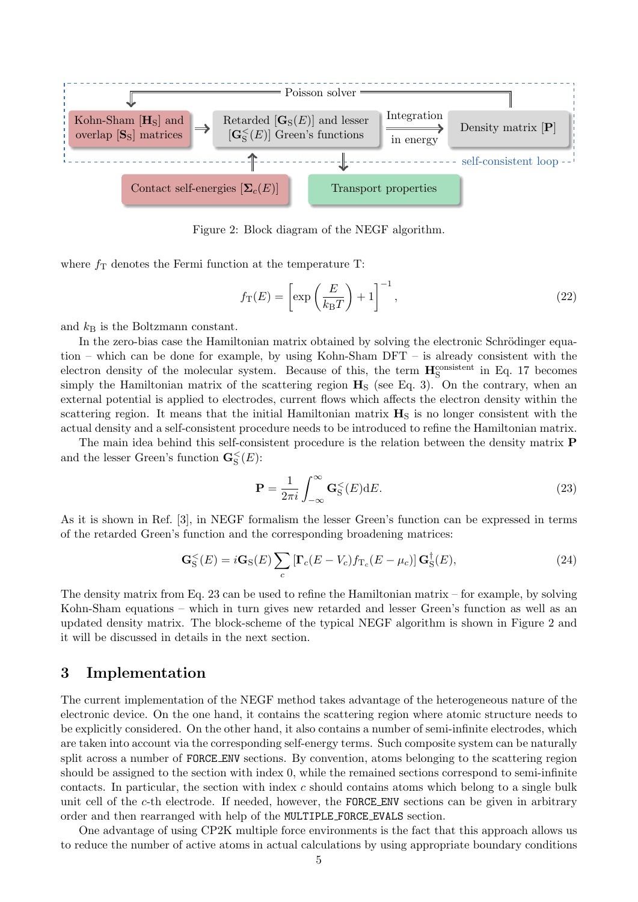Figure 2: Block diagram of the NEGF algorithm.

where $f_{\mathrm{T}}$ denotes the Fermi function at the temperature T:

$$f_{\mathrm{T}}(E) = \left[\exp\left(\frac{E}{k_{\mathrm{B}}T}\right) + 1\right]^{-1}, \tag{22}$$

and $k_{\mathrm{B}}$ is the Boltzmann constant.

In the zero-bias case the Hamiltonian matrix obtained by solving the electronic Schrödinger equation – which can be done for example, by using Kohn-Sham DFT – is already consistent with the electron density of the molecular system. Because of this, the term $\mathbf{H}_{\mathrm{S}}^{\mathrm{consistent}}$ in Eq. 17 becomes simply the Hamiltonian matrix of the scattering region $\mathbf{H}_{\mathrm{S}}$ (see Eq. 3). On the contrary, when an external potential is applied to electrodes, current flows which affects the electron density within the scattering region. It means that the initial Hamiltonian matrix $\mathbf{H}_{\mathrm{S}}$ is no longer consistent with the actual density and a self-consistent procedure needs to be introduced to refine the Hamiltonian matrix.

The main idea behind this self-consistent procedure is the relation between the density matrix $\mathbf{P}$ and the lesser Green's function $\mathbf{G}_{\mathrm{S}}^{<}(E)$:

$$\mathbf{P} = \frac{1}{2\pi i}\int_{-\infty}^{\infty} \mathbf{G}_{\mathrm{S}}^{<}(E)\mathrm{d}E. \tag{23}$$

As it is shown in Ref. [3], in NEGF formalism the lesser Green's function can be expressed in terms of the retarded Green's function and the corresponding broadening matrices:

$$\mathbf{G}_{\mathrm{S}}^{<}(E) = i\mathbf{G}_{\mathrm{S}}(E)\sum_{c}\left[\mathbf{\Gamma}_{c}(E - V_{c}) f_{\mathrm{T}_{c}}(E - \mu_{c})\right]\mathbf{G}_{\mathrm{S}}^{\dagger}(E), \tag{24}$$

The density matrix from Eq. 23 can be used to refine the Hamiltonian matrix – for example, by solving Kohn-Sham equations – which in turn gives new retarded and lesser Green's function as well as an updated density matrix. The block-scheme of the typical NEGF algorithm is shown in Figure 2 and it will be discussed in details in the next section.

## 3 Implementation

The current implementation of the NEGF method takes advantage of the heterogeneous nature of the electronic device. On the one hand, it contains the scattering region where atomic structure needs to be explicitly considered. On the other hand, it also contains a number of semi-infinite electrodes, which are taken into account via the corresponding self-energy terms. Such composite system can be naturally split across a number of `FORCE_ENV` sections. By convention, atoms belonging to the scattering region should be assigned to the section with index 0, while the remained sections correspond to semi-infinite contacts. In particular, the section with index $c$ should contains atoms which belong to a single bulk unit cell of the $c$-th electrode. If needed, however, the `FORCE_ENV` sections can be given in arbitrary order and then rearranged with help of the `MULTIPLE_FORCE_EVALS` section.

One advantage of using CP2K multiple force environments is the fact that this approach allows us to reduce the number of active atoms in actual calculations by using appropriate boundary conditions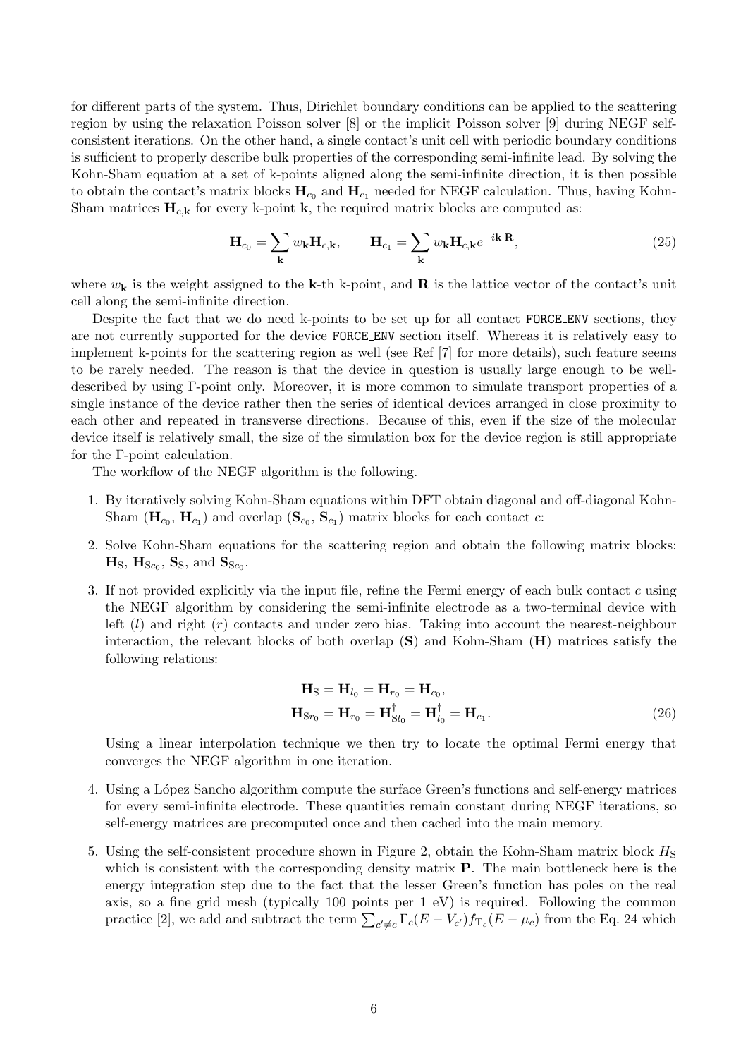for different parts of the system. Thus, Dirichlet boundary conditions can be applied to the scattering region by using the relaxation Poisson solver [8] or the implicit Poisson solver [9] during NEGF self-consistent iterations. On the other hand, a single contact's unit cell with periodic boundary conditions is sufficient to properly describe bulk properties of the corresponding semi-infinite lead. By solving the Kohn-Sham equation at a set of k-points aligned along the semi-infinite direction, it is then possible to obtain the contact's matrix blocks $\mathbf{H}_{c_0}$ and $\mathbf{H}_{c_1}$ needed for NEGF calculation. Thus, having Kohn-Sham matrices $\mathbf{H}_{c,\mathbf{k}}$ for every k-point $\mathbf{k}$, the required matrix blocks are computed as:

$$\mathbf{H}_{c_0} = \sum_{\mathbf{k}} w_{\mathbf{k}} \mathbf{H}_{c,\mathbf{k}}, \qquad \mathbf{H}_{c_1} = \sum_{\mathbf{k}} w_{\mathbf{k}} \mathbf{H}_{c,\mathbf{k}} e^{-i\mathbf{k}\cdot\mathbf{R}}, \tag{25}$$

where $w_{\mathbf{k}}$ is the weight assigned to the $\mathbf{k}$-th k-point, and $\mathbf{R}$ is the lattice vector of the contact's unit cell along the semi-infinite direction.

Despite the fact that we do need k-points to be set up for all contact `FORCE_ENV` sections, they are not currently supported for the device `FORCE_ENV` section itself. Whereas it is relatively easy to implement k-points for the scattering region as well (see Ref [7] for more details), such feature seems to be rarely needed. The reason is that the device in question is usually large enough to be well-described by using Γ-point only. Moreover, it is more common to simulate transport properties of a single instance of the device rather then the series of identical devices arranged in close proximity to each other and repeated in transverse directions. Because of this, even if the size of the molecular device itself is relatively small, the size of the simulation box for the device region is still appropriate for the Γ-point calculation.

The workflow of the NEGF algorithm is the following.

1. By iteratively solving Kohn-Sham equations within DFT obtain diagonal and off-diagonal Kohn-Sham ($\mathbf{H}_{c_0}$, $\mathbf{H}_{c_1}$) and overlap ($\mathbf{S}_{c_0}$, $\mathbf{S}_{c_1}$) matrix blocks for each contact $c$:

2. Solve Kohn-Sham equations for the scattering region and obtain the following matrix blocks: $\mathbf{H}_{\mathrm{S}}$, $\mathbf{H}_{\mathrm{S}c_0}$, $\mathbf{S}_{\mathrm{S}}$, and $\mathbf{S}_{\mathrm{S}c_0}$.

3. If not provided explicitly via the input file, refine the Fermi energy of each bulk contact $c$ using the NEGF algorithm by considering the semi-infinite electrode as a two-terminal device with left ($l$) and right ($r$) contacts and under zero bias. Taking into account the nearest-neighbour interaction, the relevant blocks of both overlap ($\mathbf{S}$) and Kohn-Sham ($\mathbf{H}$) matrices satisfy the following relations:

$$\begin{aligned} \mathbf{H}_{\mathrm{S}} &= \mathbf{H}_{l_0} = \mathbf{H}_{r_0} = \mathbf{H}_{c_0}, \\ \mathbf{H}_{\mathrm{S}r_0} &= \mathbf{H}_{r_0} = \mathbf{H}^{\dagger}_{\mathrm{S}l_0} = \mathbf{H}^{\dagger}_{l_0} = \mathbf{H}_{c_1}. \end{aligned} \tag{26}$$

   Using a linear interpolation technique we then try to locate the optimal Fermi energy that converges the NEGF algorithm in one iteration.

4. Using a López Sancho algorithm compute the surface Green's functions and self-energy matrices for every semi-infinite electrode. These quantities remain constant during NEGF iterations, so self-energy matrices are precomputed once and then cached into the main memory.

5. Using the self-consistent procedure shown in Figure 2, obtain the Kohn-Sham matrix block $H_{\mathrm{S}}$ which is consistent with the corresponding density matrix $\mathbf{P}$. The main bottleneck here is the energy integration step due to the fact that the lesser Green's function has poles on the real axis, so a fine grid mesh (typically 100 points per 1 eV) is required. Following the common practice [2], we add and subtract the term $\sum_{c' \neq c} \Gamma_c(E - V_{c'}) f_{\mathrm{T}_c}(E - \mu_c)$ from the Eq. 24 which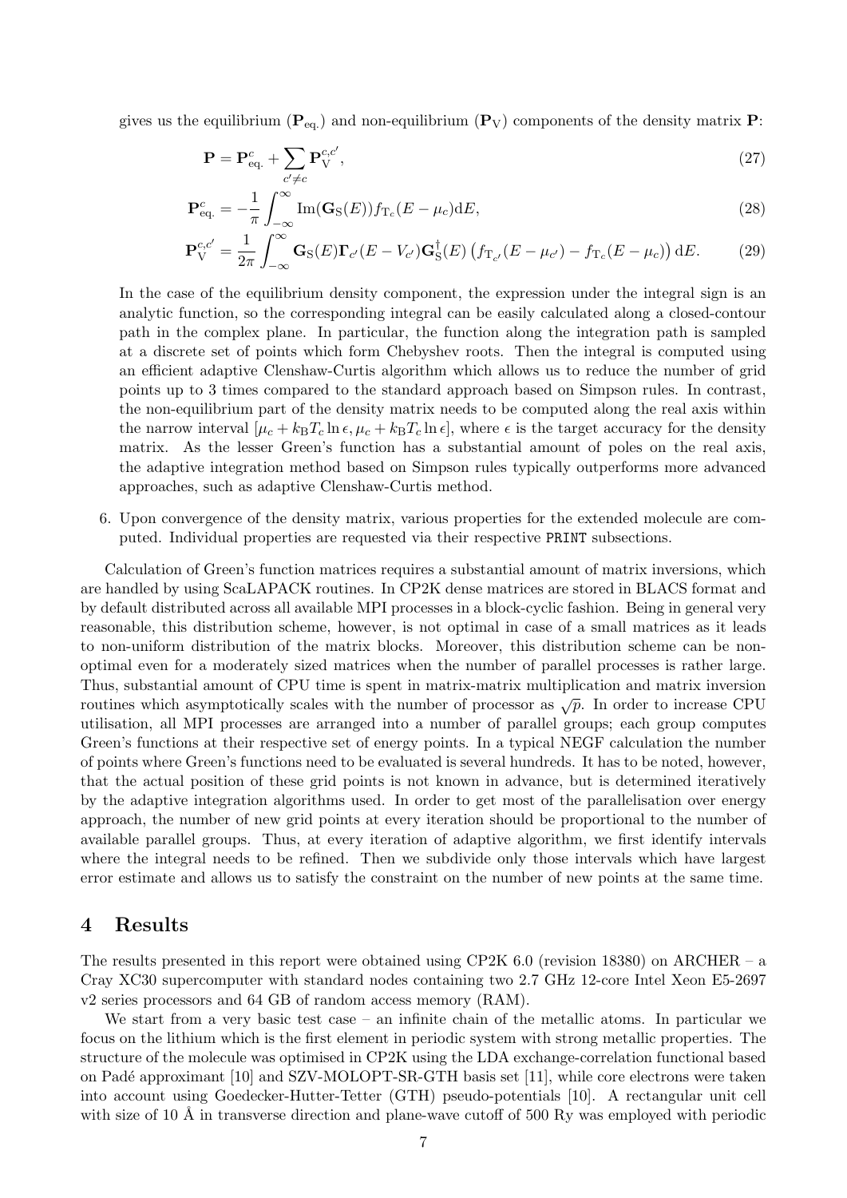gives us the equilibrium ($\mathbf{P}_{\text{eq.}}$) and non-equilibrium ($\mathbf{P}_{\text{V}}$) components of the density matrix $\mathbf{P}$:

$$\mathbf{P} = \mathbf{P}_{\text{eq.}}^{c} + \sum_{c' \neq c} \mathbf{P}_{\text{V}}^{c,c'}, \tag{27}$$

$$\mathbf{P}_{\text{eq.}}^{c} = -\frac{1}{\pi} \int_{-\infty}^{\infty} \text{Im}(\mathbf{G}_{\text{S}}(E)) f_{\text{T}_c}(E - \mu_c) \text{d}E, \tag{28}$$

$$\mathbf{P}_{\text{V}}^{c,c'} = \frac{1}{2\pi} \int_{-\infty}^{\infty} \mathbf{G}_{\text{S}}(E) \mathbf{\Gamma}_{c'}(E - V_{c'}) \mathbf{G}_{\text{S}}^{\dagger}(E) \left( f_{\text{T}_{c'}}(E - \mu_{c'}) - f_{\text{T}_c}(E - \mu_c) \right) \text{d}E. \tag{29}$$

In the case of the equilibrium density component, the expression under the integral sign is an analytic function, so the corresponding integral can be easily calculated along a closed-contour path in the complex plane. In particular, the function along the integration path is sampled at a discrete set of points which form Chebyshev roots. Then the integral is computed using an efficient adaptive Clenshaw-Curtis algorithm which allows us to reduce the number of grid points up to 3 times compared to the standard approach based on Simpson rules. In contrast, the non-equilibrium part of the density matrix needs to be computed along the real axis within the narrow interval $[\mu_c + k_{\text{B}} T_c \ln \epsilon, \mu_c + k_{\text{B}} T_c \ln \epsilon]$, where $\epsilon$ is the target accuracy for the density matrix. As the lesser Green's function has a substantial amount of poles on the real axis, the adaptive integration method based on Simpson rules typically outperforms more advanced approaches, such as adaptive Clenshaw-Curtis method.

6. Upon convergence of the density matrix, various properties for the extended molecule are computed. Individual properties are requested via their respective `PRINT` subsections.

Calculation of Green's function matrices requires a substantial amount of matrix inversions, which are handled by using ScaLAPACK routines. In CP2K dense matrices are stored in BLACS format and by default distributed across all available MPI processes in a block-cyclic fashion. Being in general very reasonable, this distribution scheme, however, is not optimal in case of a small matrices as it leads to non-uniform distribution of the matrix blocks. Moreover, this distribution scheme can be non-optimal even for a moderately sized matrices when the number of parallel processes is rather large. Thus, substantial amount of CPU time is spent in matrix-matrix multiplication and matrix inversion routines which asymptotically scales with the number of processor as $\sqrt{p}$. In order to increase CPU utilisation, all MPI processes are arranged into a number of parallel groups; each group computes Green's functions at their respective set of energy points. In a typical NEGF calculation the number of points where Green's functions need to be evaluated is several hundreds. It has to be noted, however, that the actual position of these grid points is not known in advance, but is determined iteratively by the adaptive integration algorithms used. In order to get most of the parallelisation over energy approach, the number of new grid points at every iteration should be proportional to the number of available parallel groups. Thus, at every iteration of adaptive algorithm, we first identify intervals where the integral needs to be refined. Then we subdivide only those intervals which have largest error estimate and allows us to satisfy the constraint on the number of new points at the same time.

# 4 Results

The results presented in this report were obtained using CP2K 6.0 (revision 18380) on ARCHER – a Cray XC30 supercomputer with standard nodes containing two 2.7 GHz 12-core Intel Xeon E5-2697 v2 series processors and 64 GB of random access memory (RAM).

We start from a very basic test case – an infinite chain of the metallic atoms. In particular we focus on the lithium which is the first element in periodic system with strong metallic properties. The structure of the molecule was optimised in CP2K using the LDA exchange-correlation functional based on Padé approximant [10] and SZV-MOLOPT-SR-GTH basis set [11], while core electrons were taken into account using Goedecker-Hutter-Tetter (GTH) pseudo-potentials [10]. A rectangular unit cell with size of 10 Å in transverse direction and plane-wave cutoff of 500 Ry was employed with periodic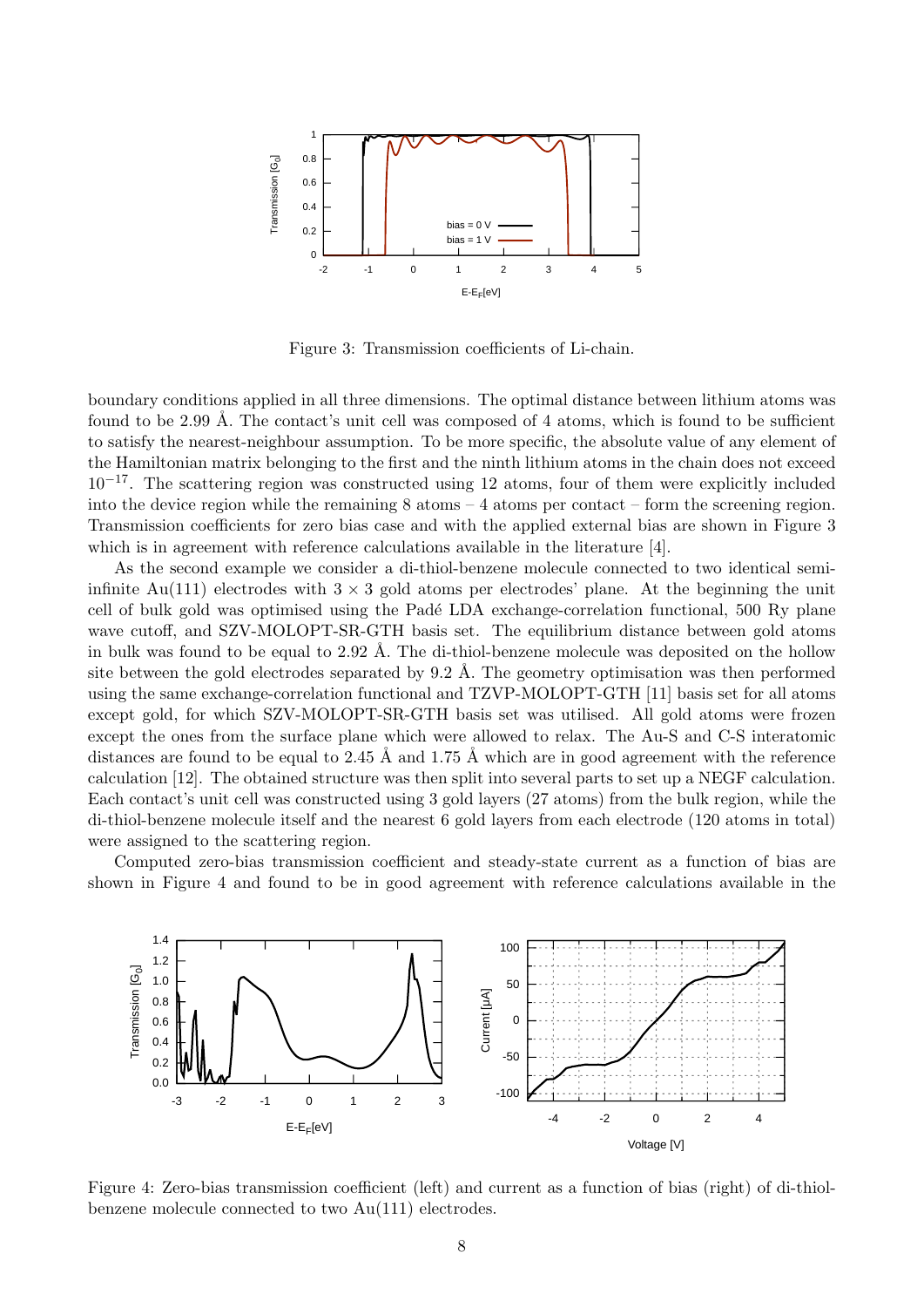Figure 3: Transmission coefficients of Li-chain.

boundary conditions applied in all three dimensions. The optimal distance between lithium atoms was found to be 2.99 Å. The contact's unit cell was composed of 4 atoms, which is found to be sufficient to satisfy the nearest-neighbour assumption. To be more specific, the absolute value of any element of the Hamiltonian matrix belonging to the first and the ninth lithium atoms in the chain does not exceed $10^{-17}$. The scattering region was constructed using 12 atoms, four of them were explicitly included into the device region while the remaining 8 atoms – 4 atoms per contact – form the screening region. Transmission coefficients for zero bias case and with the applied external bias are shown in Figure 3 which is in agreement with reference calculations available in the literature [4].

As the second example we consider a di-thiol-benzene molecule connected to two identical semi-infinite Au(111) electrodes with $3 \times 3$ gold atoms per electrodes' plane. At the beginning the unit cell of bulk gold was optimised using the Padé LDA exchange-correlation functional, 500 Ry plane wave cutoff, and SZV-MOLOPT-SR-GTH basis set. The equilibrium distance between gold atoms in bulk was found to be equal to 2.92 Å. The di-thiol-benzene molecule was deposited on the hollow site between the gold electrodes separated by 9.2 Å. The geometry optimisation was then performed using the same exchange-correlation functional and TZVP-MOLOPT-GTH [11] basis set for all atoms except gold, for which SZV-MOLOPT-SR-GTH basis set was utilised. All gold atoms were frozen except the ones from the surface plane which were allowed to relax. The Au-S and C-S interatomic distances are found to be equal to 2.45 Å and 1.75 Å which are in good agreement with the reference calculation [12]. The obtained structure was then split into several parts to set up a NEGF calculation. Each contact's unit cell was constructed using 3 gold layers (27 atoms) from the bulk region, while the di-thiol-benzene molecule itself and the nearest 6 gold layers from each electrode (120 atoms in total) were assigned to the scattering region.

Computed zero-bias transmission coefficient and steady-state current as a function of bias are shown in Figure 4 and found to be in good agreement with reference calculations available in the

Figure 4: Zero-bias transmission coefficient (left) and current as a function of bias (right) of di-thiol-benzene molecule connected to two Au(111) electrodes.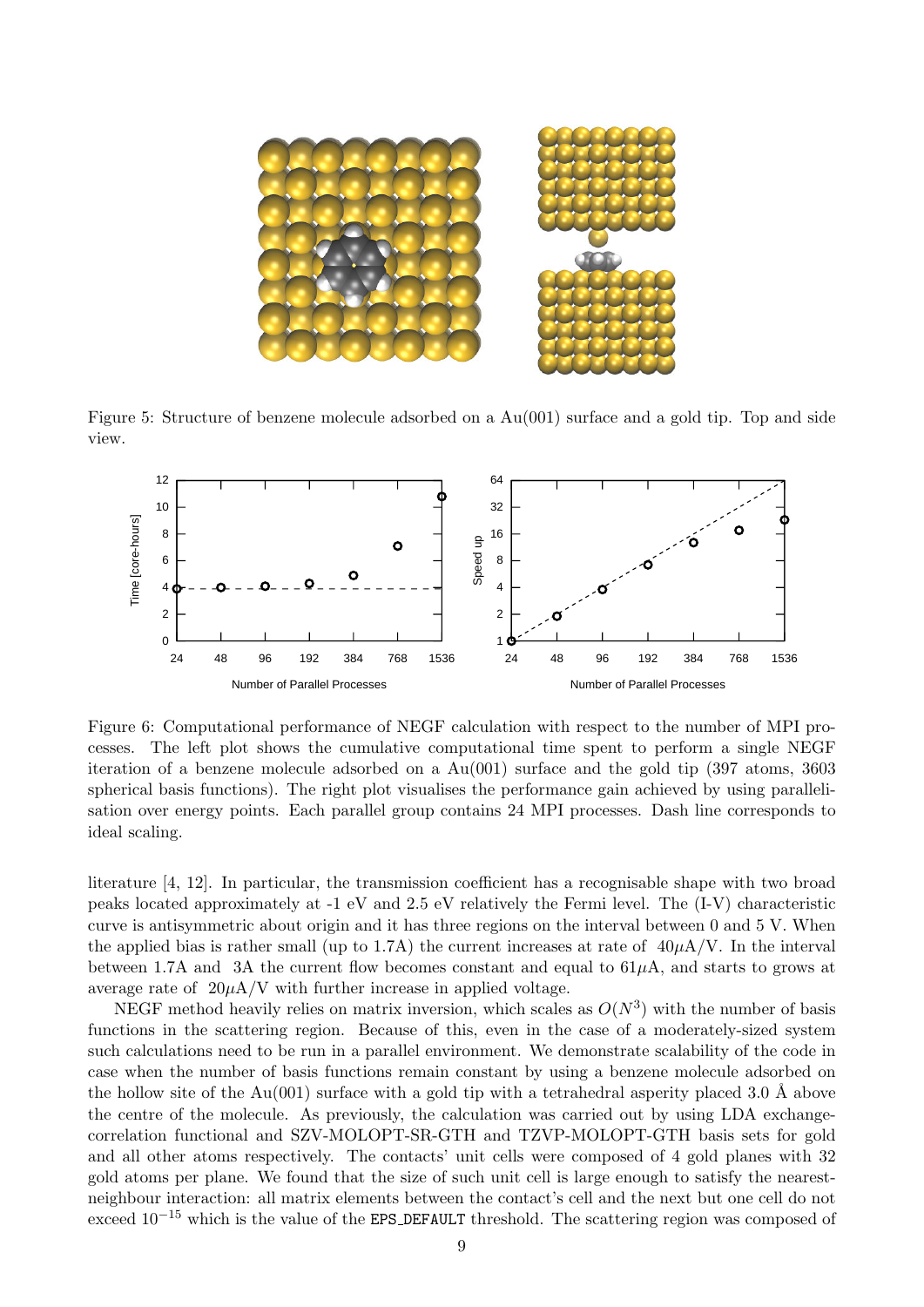Figure 5: Structure of benzene molecule adsorbed on a Au(001) surface and a gold tip. Top and side view.

Figure 6: Computational performance of NEGF calculation with respect to the number of MPI processes. The left plot shows the cumulative computational time spent to perform a single NEGF iteration of a benzene molecule adsorbed on a Au(001) surface and the gold tip (397 atoms, 3603 spherical basis functions). The right plot visualises the performance gain achieved by using parallelisation over energy points. Each parallel group contains 24 MPI processes. Dash line corresponds to ideal scaling.

literature [4, 12]. In particular, the transmission coefficient has a recognisable shape with two broad peaks located approximately at -1 eV and 2.5 eV relatively the Fermi level. The (I-V) characteristic curve is antisymmetric about origin and it has three regions on the interval between 0 and 5 V. When the applied bias is rather small (up to 1.7A) the current increases at rate of $40\mu$A/V. In the interval between 1.7A and 3A the current flow becomes constant and equal to $61\mu$A, and starts to grows at average rate of $20\mu$A/V with further increase in applied voltage.

NEGF method heavily relies on matrix inversion, which scales as $O(N^3)$ with the number of basis functions in the scattering region. Because of this, even in the case of a moderately-sized system such calculations need to be run in a parallel environment. We demonstrate scalability of the code in case when the number of basis functions remain constant by using a benzene molecule adsorbed on the hollow site of the Au(001) surface with a gold tip with a tetrahedral asperity placed 3.0 Å above the centre of the molecule. As previously, the calculation was carried out by using LDA exchange-correlation functional and SZV-MOLOPT-SR-GTH and TZVP-MOLOPT-GTH basis sets for gold and all other atoms respectively. The contacts' unit cells were composed of 4 gold planes with 32 gold atoms per plane. We found that the size of such unit cell is large enough to satisfy the nearest-neighbour interaction: all matrix elements between the contact's cell and the next but one cell do not exceed $10^{-15}$ which is the value of the `EPS_DEFAULT` threshold. The scattering region was composed of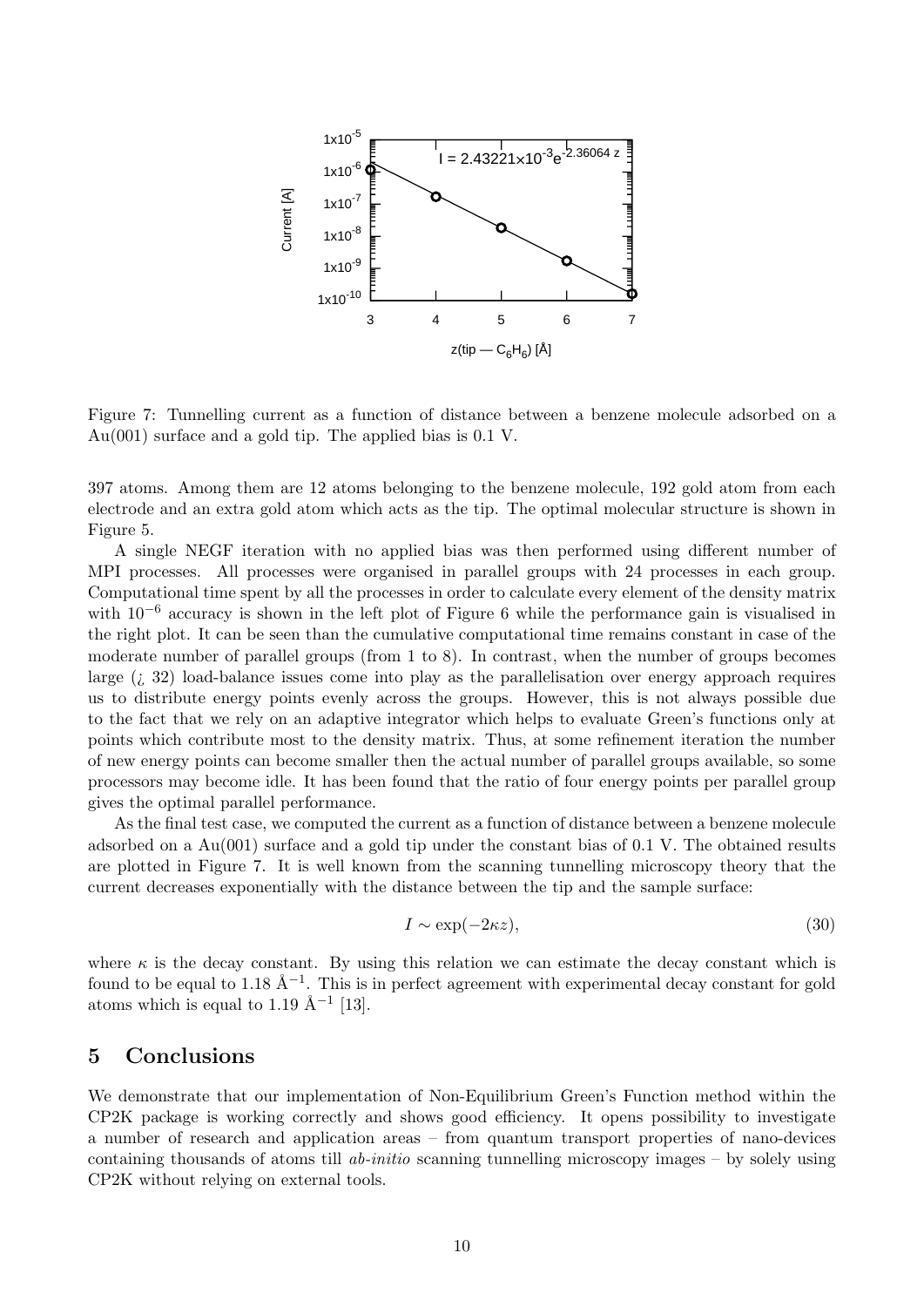Figure 7: Tunnelling current as a function of distance between a benzene molecule adsorbed on a Au(001) surface and a gold tip. The applied bias is 0.1 V.

397 atoms. Among them are 12 atoms belonging to the benzene molecule, 192 gold atom from each electrode and an extra gold atom which acts as the tip. The optimal molecular structure is shown in Figure 5.

A single NEGF iteration with no applied bias was then performed using different number of MPI processes. All processes were organised in parallel groups with 24 processes in each group. Computational time spent by all the processes in order to calculate every element of the density matrix with $10^{-6}$ accuracy is shown in the left plot of Figure 6 while the performance gain is visualised in the right plot. It can be seen than the cumulative computational time remains constant in case of the moderate number of parallel groups (from 1 to 8). In contrast, when the number of groups becomes large (¿ 32) load-balance issues come into play as the parallelisation over energy approach requires us to distribute energy points evenly across the groups. However, this is not always possible due to the fact that we rely on an adaptive integrator which helps to evaluate Green's functions only at points which contribute most to the density matrix. Thus, at some refinement iteration the number of new energy points can become smaller then the actual number of parallel groups available, so some processors may become idle. It has been found that the ratio of four energy points per parallel group gives the optimal parallel performance.

As the final test case, we computed the current as a function of distance between a benzene molecule adsorbed on a Au(001) surface and a gold tip under the constant bias of 0.1 V. The obtained results are plotted in Figure 7. It is well known from the scanning tunnelling microscopy theory that the current decreases exponentially with the distance between the tip and the sample surface:

$$I \sim \exp(-2\kappa z), \tag{30}$$

where $\kappa$ is the decay constant. By using this relation we can estimate the decay constant which is found to be equal to 1.18 Å$^{-1}$. This is in perfect agreement with experimental decay constant for gold atoms which is equal to 1.19 Å$^{-1}$ [13].

## 5 Conclusions

We demonstrate that our implementation of Non-Equilibrium Green's Function method within the CP2K package is working correctly and shows good efficiency. It opens possibility to investigate a number of research and application areas – from quantum transport properties of nano-devices containing thousands of atoms till *ab-initio* scanning tunnelling microscopy images – by solely using CP2K without relying on external tools.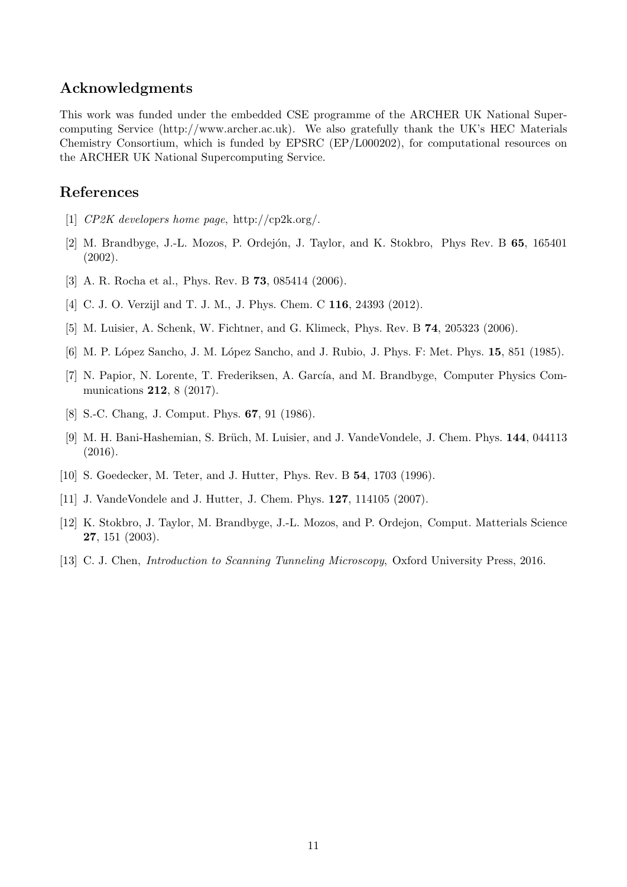## Acknowledgments

This work was funded under the embedded CSE programme of the ARCHER UK National Supercomputing Service (http://www.archer.ac.uk). We also gratefully thank the UK's HEC Materials Chemistry Consortium, which is funded by EPSRC (EP/L000202), for computational resources on the ARCHER UK National Supercomputing Service.

## References

[1] *CP2K developers home page*, http://cp2k.org/.

[2] M. Brandbyge, J.-L. Mozos, P. Ordejón, J. Taylor, and K. Stokbro, Phys Rev. B **65**, 165401 (2002).

[3] A. R. Rocha et al., Phys. Rev. B **73**, 085414 (2006).

[4] C. J. O. Verzijl and T. J. M., J. Phys. Chem. C **116**, 24393 (2012).

[5] M. Luisier, A. Schenk, W. Fichtner, and G. Klimeck, Phys. Rev. B **74**, 205323 (2006).

[6] M. P. López Sancho, J. M. López Sancho, and J. Rubio, J. Phys. F: Met. Phys. **15**, 851 (1985).

[7] N. Papior, N. Lorente, T. Frederiksen, A. García, and M. Brandbyge, Computer Physics Communications **212**, 8 (2017).

[8] S.-C. Chang, J. Comput. Phys. **67**, 91 (1986).

[9] M. H. Bani-Hashemian, S. Brück, M. Luisier, and J. VandeVondele, J. Chem. Phys. **144**, 044113 (2016).

[10] S. Goedecker, M. Teter, and J. Hutter, Phys. Rev. B **54**, 1703 (1996).

[11] J. VandeVondele and J. Hutter, J. Chem. Phys. **127**, 114105 (2007).

[12] K. Stokbro, J. Taylor, M. Brandbyge, J.-L. Mozos, and P. Ordejon, Comput. Matterials Science **27**, 151 (2003).

[13] C. J. Chen, *Introduction to Scanning Tunneling Microscopy*, Oxford University Press, 2016.